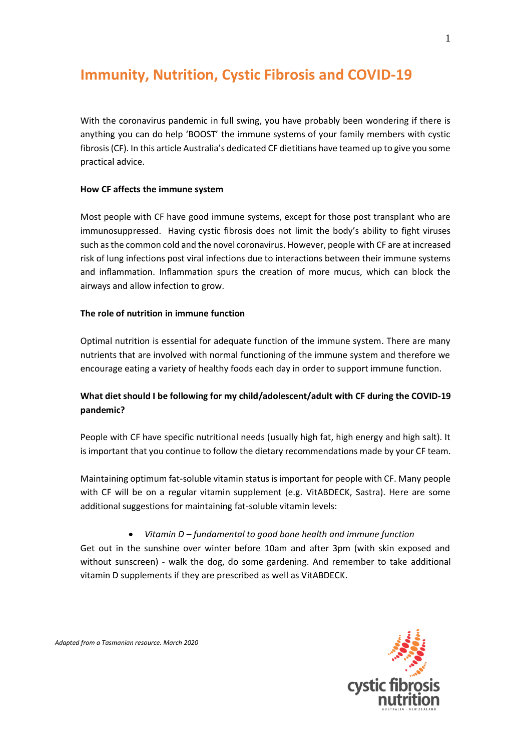# Immunity, Nutrition, Cystic Fibrosis and COVID-19

With the coronavirus pandemic in full swing, you have probably been wondering if there is anything you can do help 'BOOST' the immune systems of your family members with cystic fibrosis (CF). In this article Australia's dedicated CF dietitians have teamed up to give you some practical advice.

**How CF affects the immune system**

Most people with CF have good immune systems, except for those post transplant who are immunosuppressed. Having cystic fibrosis does not limit the body's ability to fight viruses such as the common cold and the novel coronavirus. However, people with CF are at increased risk of lung infections post viral infections due to interactions between their immune systems and inflammation. Inflammation spurs the creation of more mucus, which can block the airways and allow infection to grow.

**The role of nutrition in immune function**

Optimal nutrition is essential for adequate function of the immune system. There are many nutrients that are involved with normal functioning of the immune system and therefore we encourage eating a variety of healthy foods each day in order to support immune function.

**What diet should I be following for my child/adolescent/adult with CF during the COVID-19 pandemic?**

People with CF have specific nutritional needs (usually high fat, high energy and high salt). It is important that you continue to follow the dietary recommendations made by your CF team.

Maintaining optimum fat-soluble vitamin status is important for people with CF. Many people with CF will be on a regular vitamin supplement (e.g. VitABDECK, Sastra). Here are some additional suggestions for maintaining fat-soluble vitamin levels:

- *Vitamin D – fundamental to good bone health and immune function*

Get out in the sunshine over winter before 10am and after 3pm (with skin exposed and without sunscreen) - walk the dog, do some gardening. And remember to take additional vitamin D supplements if they are prescribed as well as VitABDECK.

*Adapted from a Tasmanian resource. March 2020*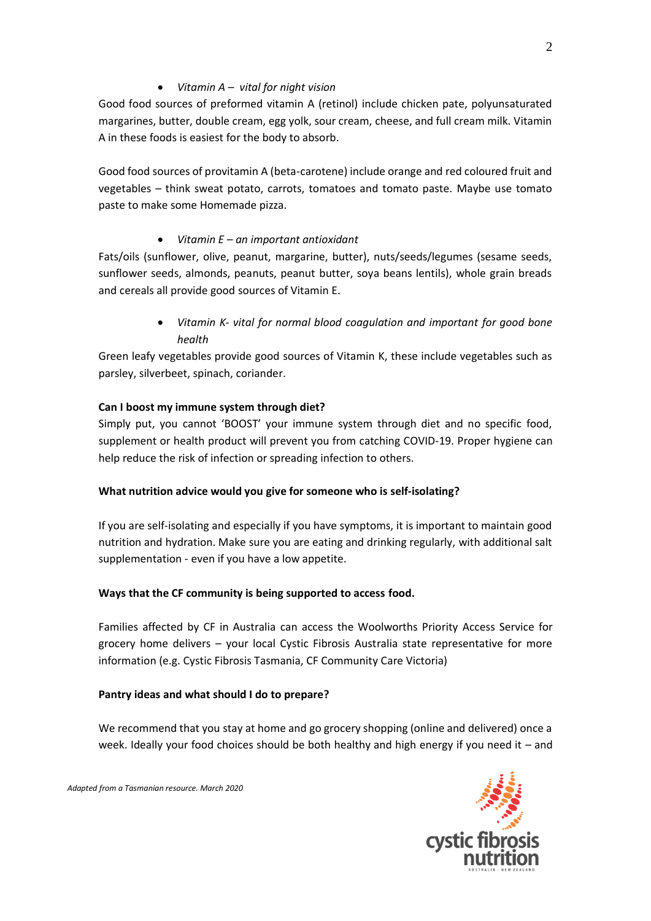- *Vitamin A – vital for night vision*

Good food sources of preformed vitamin A (retinol) include chicken pate, polyunsaturated margarines, butter, double cream, egg yolk, sour cream, cheese, and full cream milk. Vitamin A in these foods is easiest for the body to absorb.

Good food sources of provitamin A (beta-carotene) include orange and red coloured fruit and vegetables – think sweat potato, carrots, tomatoes and tomato paste. Maybe use tomato paste to make some Homemade pizza.

- *Vitamin E – an important antioxidant*

Fats/oils (sunflower, olive, peanut, margarine, butter), nuts/seeds/legumes (sesame seeds, sunflower seeds, almonds, peanuts, peanut butter, soya beans lentils), whole grain breads and cereals all provide good sources of Vitamin E.

- *Vitamin K- vital for normal blood coagulation and important for good bone health*

Green leafy vegetables provide good sources of Vitamin K, these include vegetables such as parsley, silverbeet, spinach, coriander.

**Can I boost my immune system through diet?**

Simply put, you cannot 'BOOST' your immune system through diet and no specific food, supplement or health product will prevent you from catching COVID-19. Proper hygiene can help reduce the risk of infection or spreading infection to others.

**What nutrition advice would you give for someone who is self-isolating?**

If you are self-isolating and especially if you have symptoms, it is important to maintain good nutrition and hydration. Make sure you are eating and drinking regularly, with additional salt supplementation - even if you have a low appetite.

**Ways that the CF community is being supported to access food.**

Families affected by CF in Australia can access the Woolworths Priority Access Service for grocery home delivers – your local Cystic Fibrosis Australia state representative for more information (e.g. Cystic Fibrosis Tasmania, CF Community Care Victoria)

**Pantry ideas and what should I do to prepare?**

We recommend that you stay at home and go grocery shopping (online and delivered) once a week. Ideally your food choices should be both healthy and high energy if you need it – and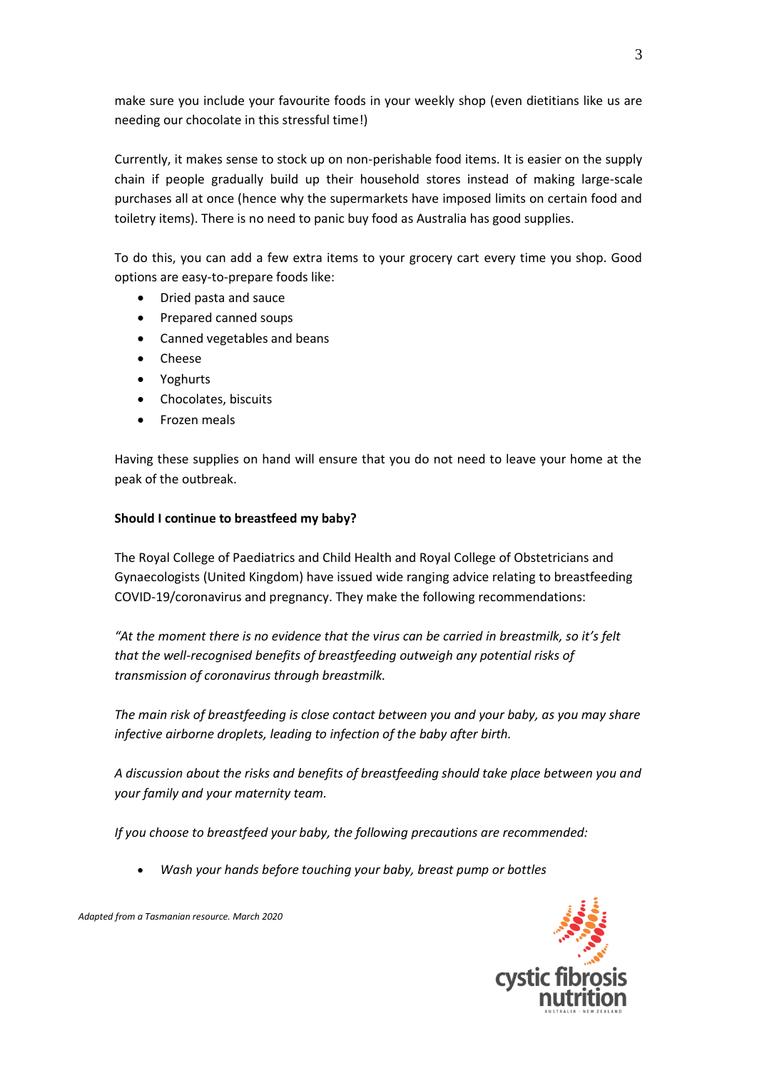make sure you include your favourite foods in your weekly shop (even dietitians like us are needing our chocolate in this stressful time!)

Currently, it makes sense to stock up on non-perishable food items. It is easier on the supply chain if people gradually build up their household stores instead of making large-scale purchases all at once (hence why the supermarkets have imposed limits on certain food and toiletry items). There is no need to panic buy food as Australia has good supplies.

To do this, you can add a few extra items to your grocery cart every time you shop. Good options are easy-to-prepare foods like:

- Dried pasta and sauce
- Prepared canned soups
- Canned vegetables and beans
- Cheese
- Yoghurts
- Chocolates, biscuits
- Frozen meals

Having these supplies on hand will ensure that you do not need to leave your home at the peak of the outbreak.

**Should I continue to breastfeed my baby?**

The Royal College of Paediatrics and Child Health and Royal College of Obstetricians and Gynaecologists (United Kingdom) have issued wide ranging advice relating to breastfeeding COVID-19/coronavirus and pregnancy. They make the following recommendations:

*"At the moment there is no evidence that the virus can be carried in breastmilk, so it's felt that the well-recognised benefits of breastfeeding outweigh any potential risks of transmission of coronavirus through breastmilk.*

*The main risk of breastfeeding is close contact between you and your baby, as you may share infective airborne droplets, leading to infection of the baby after birth.*

*A discussion about the risks and benefits of breastfeeding should take place between you and your family and your maternity team.*

*If you choose to breastfeed your baby, the following precautions are recommended:*

- *Wash your hands before touching your baby, breast pump or bottles*

*Adapted from a Tasmanian resource. March 2020*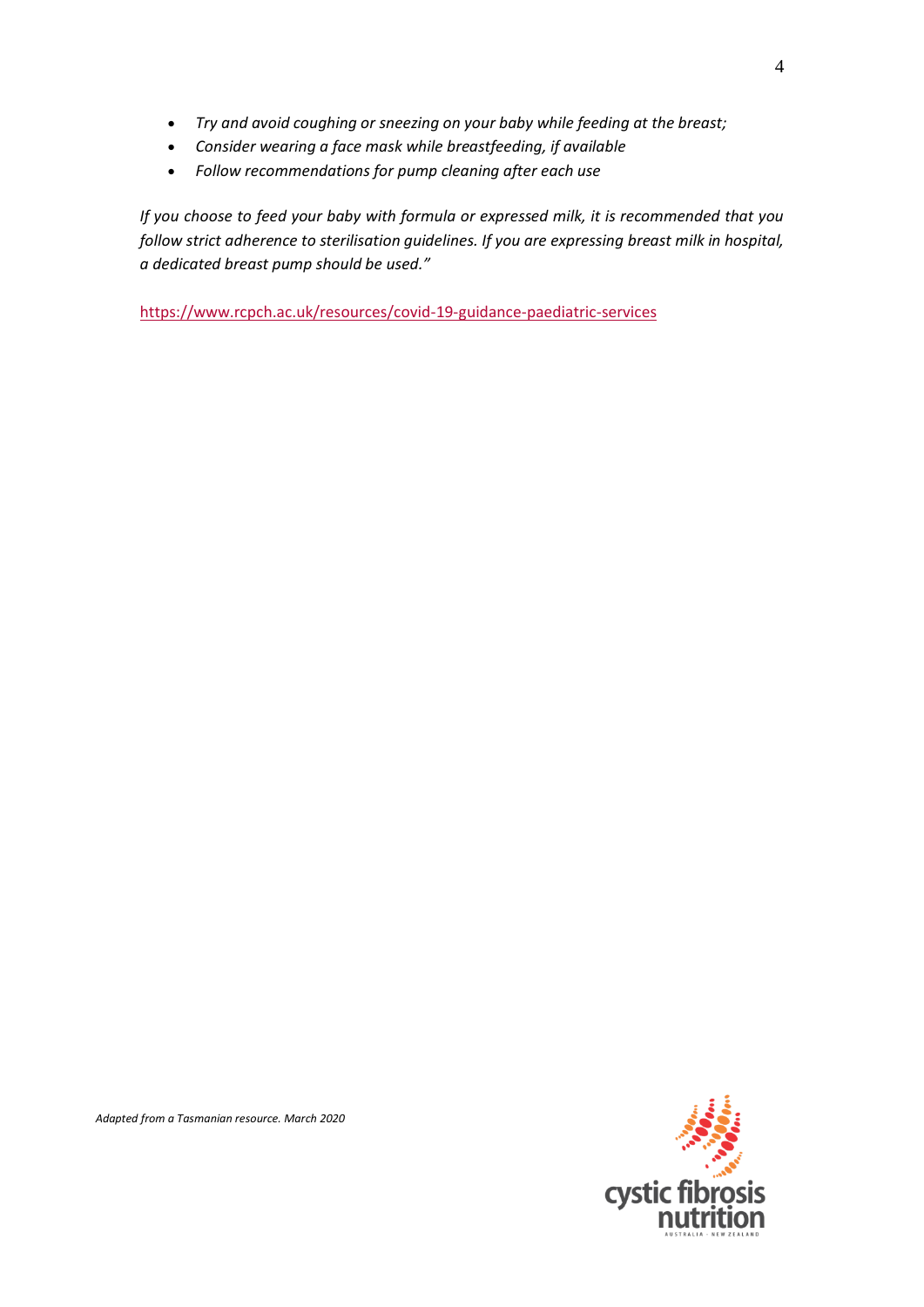- *Try and avoid coughing or sneezing on your baby while feeding at the breast;*
- *Consider wearing a face mask while breastfeeding, if available*
- *Follow recommendations for pump cleaning after each use*

*If you choose to feed your baby with formula or expressed milk, it is recommended that you follow strict adherence to sterilisation guidelines. If you are expressing breast milk in hospital, a dedicated breast pump should be used."*

https://www.rcpch.ac.uk/resources/covid-19-guidance-paediatric-services

*Adapted from a Tasmanian resource. March 2020*

cystic fibrosis nutrition
AUSTRALIA - NEW ZEALAND